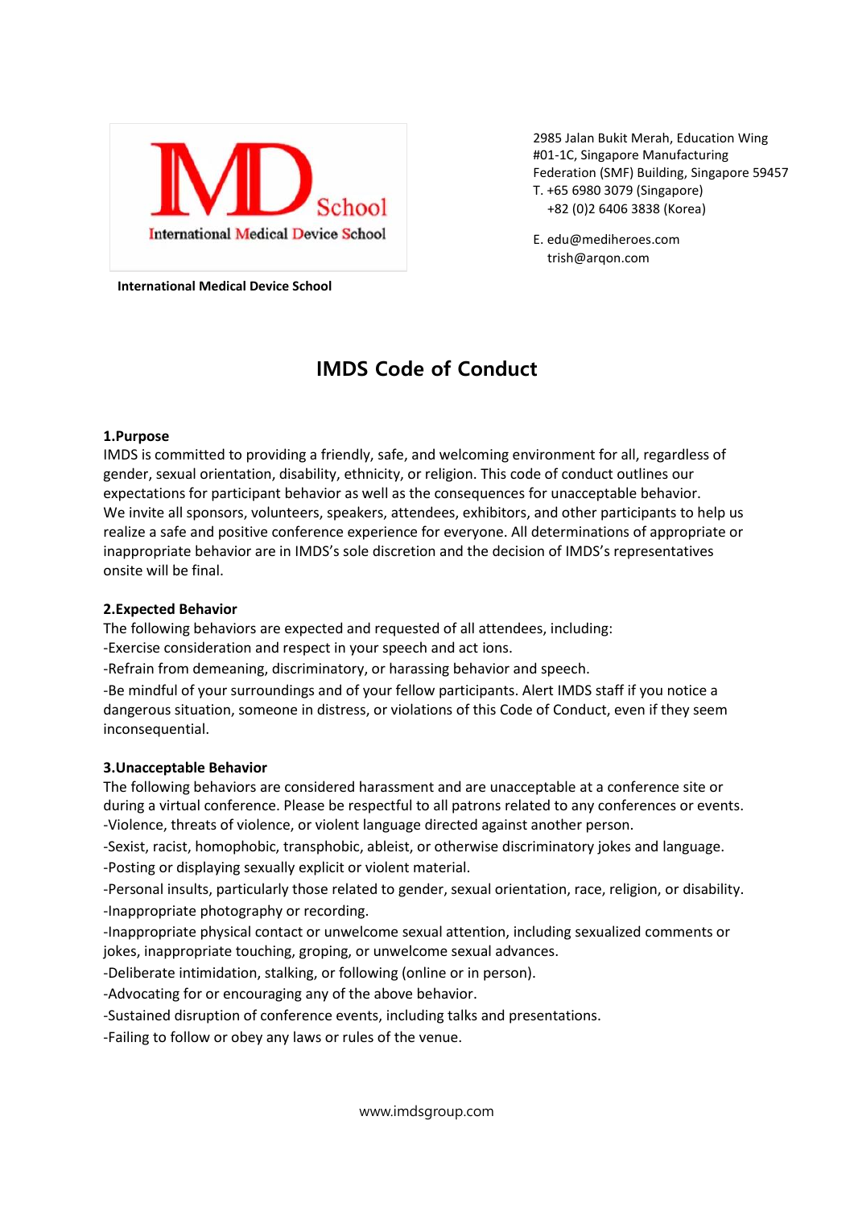International Medical Device School

2985 Jalan Bukit Merah, Education Wing #01-1C, Singapore Manufacturing Federation (SMF) Building, Singapore 59457
T. +65 6980 3079 (Singapore)
+82 (0)2 6406 3838 (Korea)

E. edu@mediheroes.com
trish@arqon.com

# IMDS Code of Conduct

**1.Purpose**

IMDS is committed to providing a friendly, safe, and welcoming environment for all, regardless of gender, sexual orientation, disability, ethnicity, or religion. This code of conduct outlines our expectations for participant behavior as well as the consequences for unacceptable behavior.
We invite all sponsors, volunteers, speakers, attendees, exhibitors, and other participants to help us realize a safe and positive conference experience for everyone. All determinations of appropriate or inappropriate behavior are in IMDS's sole discretion and the decision of IMDS's representatives onsite will be final.

**2.Expected Behavior**

The following behaviors are expected and requested of all attendees, including:
-Exercise consideration and respect in your speech and act ions.
-Refrain from demeaning, discriminatory, or harassing behavior and speech.
-Be mindful of your surroundings and of your fellow participants. Alert IMDS staff if you notice a dangerous situation, someone in distress, or violations of this Code of Conduct, even if they seem inconsequential.

**3.Unacceptable Behavior**

The following behaviors are considered harassment and are unacceptable at a conference site or during a virtual conference. Please be respectful to all patrons related to any conferences or events.
-Violence, threats of violence, or violent language directed against another person.
-Sexist, racist, homophobic, transphobic, ableist, or otherwise discriminatory jokes and language.
-Posting or displaying sexually explicit or violent material.
-Personal insults, particularly those related to gender, sexual orientation, race, religion, or disability.
-Inappropriate photography or recording.
-Inappropriate physical contact or unwelcome sexual attention, including sexualized comments or jokes, inappropriate touching, groping, or unwelcome sexual advances.
-Deliberate intimidation, stalking, or following (online or in person).
-Advocating for or encouraging any of the above behavior.
-Sustained disruption of conference events, including talks and presentations.
-Failing to follow or obey any laws or rules of the venue.

www.imdsgroup.com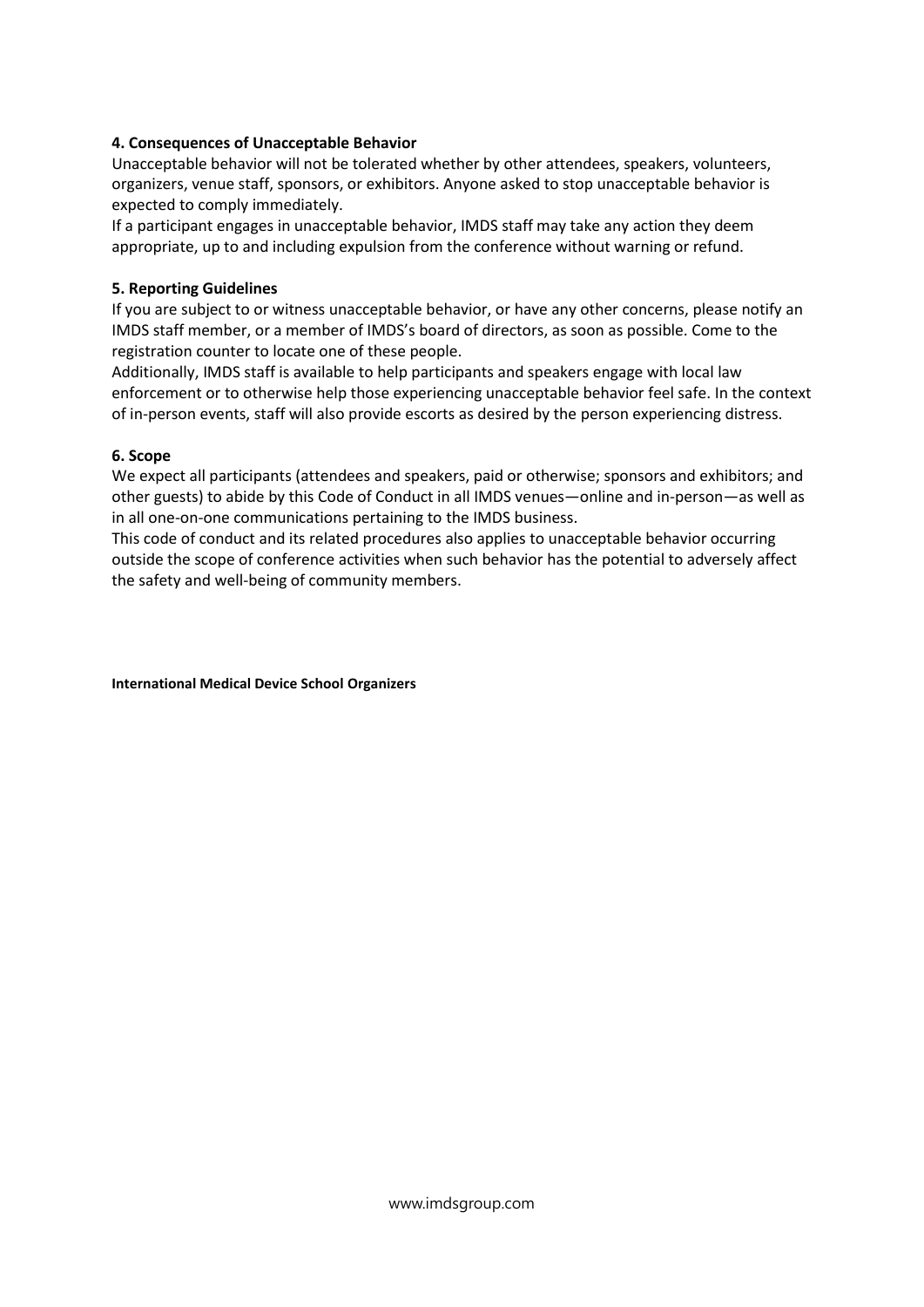#### 4. Consequences of Unacceptable Behavior

Unacceptable behavior will not be tolerated whether by other attendees, speakers, volunteers, organizers, venue staff, sponsors, or exhibitors. Anyone asked to stop unacceptable behavior is expected to comply immediately.

If a participant engages in unacceptable behavior, IMDS staff may take any action they deem appropriate, up to and including expulsion from the conference without warning or refund.

#### 5. Reporting Guidelines

If you are subject to or witness unacceptable behavior, or have any other concerns, please notify an IMDS staff member, or a member of IMDS's board of directors, as soon as possible. Come to the registration counter to locate one of these people.

Additionally, IMDS staff is available to help participants and speakers engage with local law enforcement or to otherwise help those experiencing unacceptable behavior feel safe. In the context of in-person events, staff will also provide escorts as desired by the person experiencing distress.

#### 6. Scope

We expect all participants (attendees and speakers, paid or otherwise; sponsors and exhibitors; and other guests) to abide by this Code of Conduct in all IMDS venues—online and in-person—as well as in all one-on-one communications pertaining to the IMDS business.

This code of conduct and its related procedures also applies to unacceptable behavior occurring outside the scope of conference activities when such behavior has the potential to adversely affect the safety and well-being of community members.

**International Medical Device School Organizers**

www.imdsgroup.com